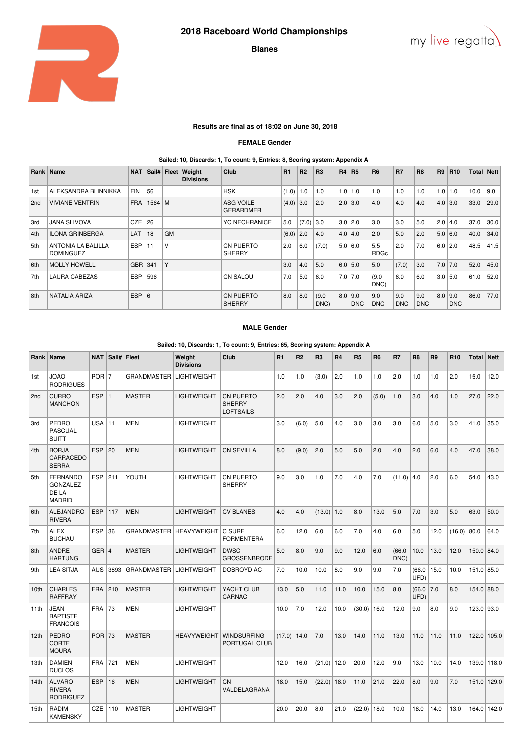# 2018 Raceboard World Championships

**Blanes**

**Results are final as of 18:02 on June 30, 2018**

## FEMALE Gender

**Sailed: 10, Discards: 1, To count: 9, Entries: 8, Scoring system: Appendix A**

| Rank | Name | NAT | Sail# | Fleet | Weight Divisions | Club | R1 | R2 | R3 | R4 | R5 | R6 | R7 | R8 | R9 | R10 | Total | Nett |
|---|---|---|---|---|---|---|---|---|---|---|---|---|---|---|---|---|---|---|
| 1st | ALEKSANDRA BLINNIKKA | FIN | 56 | | | HSK | (1.0) | 1.0 | 1.0 | 1.0 | 1.0 | 1.0 | 1.0 | 1.0 | 1.0 | 1.0 | 10.0 | 9.0 |
| 2nd | VIVIANE VENTRIN | FRA | 1564 | M | | ASG VOILE GERARDMER | (4.0) | 3.0 | 2.0 | 2.0 | 3.0 | 4.0 | 4.0 | 4.0 | 4.0 | 3.0 | 33.0 | 29.0 |
| 3rd | JANA SLIVOVA | CZE | 26 | | | YC NECHRANICE | 5.0 | (7.0) | 3.0 | 3.0 | 2.0 | 3.0 | 3.0 | 5.0 | 2.0 | 4.0 | 37.0 | 30.0 |
| 4th | ILONA GRINBERGA | LAT | 18 | GM | | | (6.0) | 2.0 | 4.0 | 4.0 | 4.0 | 2.0 | 5.0 | 2.0 | 5.0 | 6.0 | 40.0 | 34.0 |
| 5th | ANTONIA LA BALILLA DOMINGUEZ | ESP | 11 | V | | CN PUERTO SHERRY | 2.0 | 6.0 | (7.0) | 5.0 | 6.0 | 5.5 RDGc | 2.0 | 7.0 | 6.0 | 2.0 | 48.5 | 41.5 |
| 6th | MOLLY HOWELL | GBR | 341 | Y | | | 3.0 | 4.0 | 5.0 | 6.0 | 5.0 | 5.0 | (7.0) | 3.0 | 7.0 | 7.0 | 52.0 | 45.0 |
| 7th | LAURA CABEZAS | ESP | 596 | | | CN SALOU | 7.0 | 5.0 | 6.0 | 7.0 | 7.0 | (9.0 DNC) | 6.0 | 6.0 | 3.0 | 5.0 | 61.0 | 52.0 |
| 8th | NATALIA ARIZA | ESP | 6 | | | CN PUERTO SHERRY | 8.0 | 8.0 | (9.0 DNC) | 8.0 | 9.0 DNC | 9.0 DNC | 9.0 DNC | 9.0 DNC | 8.0 | 9.0 DNC | 86.0 | 77.0 |

## MALE Gender

**Sailed: 10, Discards: 1, To count: 9, Entries: 65, Scoring system: Appendix A**

| Rank | Name | NAT | Sail# | Fleet | Weight Divisions | Club | R1 | R2 | R3 | R4 | R5 | R6 | R7 | R8 | R9 | R10 | Total | Nett |
|---|---|---|---|---|---|---|---|---|---|---|---|---|---|---|---|---|---|---|
| 1st | JOAO RODRIGUES | POR | 7 | GRANDMASTER | LIGHTWEIGHT | | 1.0 | 1.0 | (3.0) | 2.0 | 1.0 | 1.0 | 2.0 | 1.0 | 1.0 | 2.0 | 15.0 | 12.0 |
| 2nd | CURRO MANCHON | ESP | 1 | MASTER | LIGHTWEIGHT | CN PUERTO SHERRY LOFTSAILS | 2.0 | 2.0 | 4.0 | 3.0 | 2.0 | (5.0) | 1.0 | 3.0 | 4.0 | 1.0 | 27.0 | 22.0 |
| 3rd | PEDRO PASCUAL SUITT | USA | 11 | MEN | LIGHTWEIGHT | | 3.0 | (6.0) | 5.0 | 4.0 | 3.0 | 3.0 | 3.0 | 6.0 | 5.0 | 3.0 | 41.0 | 35.0 |
| 4th | BORJA CARRACEDO SERRA | ESP | 20 | MEN | LIGHTWEIGHT | CN SEVILLA | 8.0 | (9.0) | 2.0 | 5.0 | 5.0 | 2.0 | 4.0 | 2.0 | 6.0 | 4.0 | 47.0 | 38.0 |
| 5th | FERNANDO GONZALEZ DE LA MADRID | ESP | 211 | YOUTH | LIGHTWEIGHT | CN PUERTO SHERRY | 9.0 | 3.0 | 1.0 | 7.0 | 4.0 | 7.0 | (11.0) | 4.0 | 2.0 | 6.0 | 54.0 | 43.0 |
| 6th | ALEJANDRO RIVERA | ESP | 117 | MEN | LIGHTWEIGHT | CV BLANES | 4.0 | 4.0 | (13.0) | 1.0 | 8.0 | 13.0 | 5.0 | 7.0 | 3.0 | 5.0 | 63.0 | 50.0 |
| 7th | ALEX BUCHAU | ESP | 36 | GRANDMASTER | HEAVYWEIGHT | C SURF FORMENTERA | 6.0 | 12.0 | 6.0 | 6.0 | 7.0 | 4.0 | 6.0 | 5.0 | 12.0 | (16.0) | 80.0 | 64.0 |
| 8th | ANDRE HARTUNG | GER | 4 | MASTER | LIGHTWEIGHT | DWSC GROSSENBRODE | 5.0 | 8.0 | 9.0 | 9.0 | 12.0 | 6.0 | (66.0 DNC) | 10.0 | 13.0 | 12.0 | 150.0 | 84.0 |
| 9th | LEA SITJA | AUS | 3893 | GRANDMASTER | LIGHTWEIGHT | DOBROYD AC | 7.0 | 10.0 | 10.0 | 8.0 | 9.0 | 9.0 | 7.0 | (66.0 UFD) | 15.0 | 10.0 | 151.0 | 85.0 |
| 10th | CHARLES RAFFRAY | FRA | 210 | MASTER | LIGHTWEIGHT | YACHT CLUB CARNAC | 13.0 | 5.0 | 11.0 | 11.0 | 10.0 | 15.0 | 8.0 | (66.0 UFD) | 7.0 | 8.0 | 154.0 | 88.0 |
| 11th | JEAN BAPTISTE FRANCOIS | FRA | 73 | MEN | LIGHTWEIGHT | | 10.0 | 7.0 | 12.0 | 10.0 | (30.0) | 16.0 | 12.0 | 9.0 | 8.0 | 9.0 | 123.0 | 93.0 |
| 12th | PEDRO CORTE MOURA | POR | 73 | MASTER | HEAVYWEIGHT | WINDSURFING PORTUGAL CLUB | (17.0) | 14.0 | 7.0 | 13.0 | 14.0 | 11.0 | 13.0 | 11.0 | 11.0 | 11.0 | 122.0 | 105.0 |
| 13th | DAMIEN DUCLOS | FRA | 721 | MEN | LIGHTWEIGHT | | 12.0 | 16.0 | (21.0) | 12.0 | 20.0 | 12.0 | 9.0 | 13.0 | 10.0 | 14.0 | 139.0 | 118.0 |
| 14th | ALVARO RIVERA RODRIGUEZ | ESP | 16 | MEN | LIGHTWEIGHT | CN VALDELAGRANA | 18.0 | 15.0 | (22.0) | 18.0 | 11.0 | 21.0 | 22.0 | 8.0 | 9.0 | 7.0 | 151.0 | 129.0 |
| 15th | RADIM KAMENSKY | CZE | 110 | MASTER | LIGHTWEIGHT | | 20.0 | 20.0 | 8.0 | 21.0 | (22.0) | 18.0 | 10.0 | 18.0 | 14.0 | 13.0 | 164.0 | 142.0 |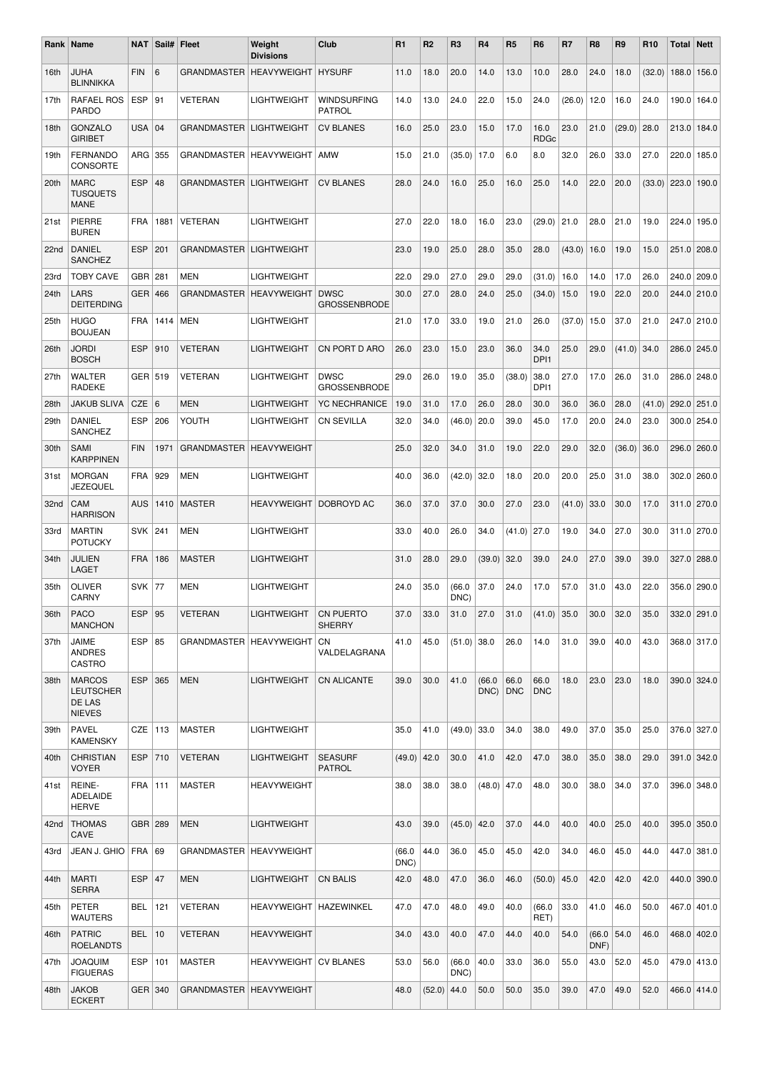| Rank | Name | NAT | Sail# | Fleet | Weight Divisions | Club | R1 | R2 | R3 | R4 | R5 | R6 | R7 | R8 | R9 | R10 | Total | Nett |
|---|---|---|---|---|---|---|---|---|---|---|---|---|---|---|---|---|---|---|
| 16th | JUHA BLINNIKKA | FIN | 6 | GRANDMASTER | HEAVYWEIGHT | HYSURF | 11.0 | 18.0 | 20.0 | 14.0 | 13.0 | 10.0 | 28.0 | 24.0 | 18.0 | (32.0) | 188.0 | 156.0 |
| 17th | RAFAEL ROS PARDO | ESP | 91 | VETERAN | LIGHTWEIGHT | WINDSURFING PATROL | 14.0 | 13.0 | 24.0 | 22.0 | 15.0 | 24.0 | (26.0) | 12.0 | 16.0 | 24.0 | 190.0 | 164.0 |
| 18th | GONZALO GIRIBET | USA | 04 | GRANDMASTER | LIGHTWEIGHT | CV BLANES | 16.0 | 25.0 | 23.0 | 15.0 | 17.0 | 16.0 RDGc | 23.0 | 21.0 | (29.0) | 28.0 | 213.0 | 184.0 |
| 19th | FERNANDO CONSORTE | ARG | 355 | GRANDMASTER | HEAVYWEIGHT | AMW | 15.0 | 21.0 | (35.0) | 17.0 | 6.0 | 8.0 | 32.0 | 26.0 | 33.0 | 27.0 | 220.0 | 185.0 |
| 20th | MARC TUSQUETS MANE | ESP | 48 | GRANDMASTER | LIGHTWEIGHT | CV BLANES | 28.0 | 24.0 | 16.0 | 25.0 | 16.0 | 25.0 | 14.0 | 22.0 | 20.0 | (33.0) | 223.0 | 190.0 |
| 21st | PIERRE BUREN | FRA | 1881 | VETERAN | LIGHTWEIGHT | | 27.0 | 22.0 | 18.0 | 16.0 | 23.0 | (29.0) | 21.0 | 28.0 | 21.0 | 19.0 | 224.0 | 195.0 |
| 22nd | DANIEL SANCHEZ | ESP | 201 | GRANDMASTER | LIGHTWEIGHT | | 23.0 | 19.0 | 25.0 | 28.0 | 35.0 | 28.0 | (43.0) | 16.0 | 19.0 | 15.0 | 251.0 | 208.0 |
| 23rd | TOBY CAVE | GBR | 281 | MEN | LIGHTWEIGHT | | 22.0 | 29.0 | 27.0 | 29.0 | 29.0 | (31.0) | 16.0 | 14.0 | 17.0 | 26.0 | 240.0 | 209.0 |
| 24th | LARS DEITERDING | GER | 466 | GRANDMASTER | HEAVYWEIGHT | DWSC GROSSENBRODE | 30.0 | 27.0 | 28.0 | 24.0 | 25.0 | (34.0) | 15.0 | 19.0 | 22.0 | 20.0 | 244.0 | 210.0 |
| 25th | HUGO BOUJEAN | FRA | 1414 | MEN | LIGHTWEIGHT | | 21.0 | 17.0 | 33.0 | 19.0 | 21.0 | 26.0 | (37.0) | 15.0 | 37.0 | 21.0 | 247.0 | 210.0 |
| 26th | JORDI BOSCH | ESP | 910 | VETERAN | LIGHTWEIGHT | CN PORT D ARO | 26.0 | 23.0 | 15.0 | 23.0 | 36.0 | 34.0 DPI1 | 25.0 | 29.0 | (41.0) | 34.0 | 286.0 | 245.0 |
| 27th | WALTER RADEKE | GER | 519 | VETERAN | LIGHTWEIGHT | DWSC GROSSENBRODE | 29.0 | 26.0 | 19.0 | 35.0 | (38.0) | 38.0 DPI1 | 27.0 | 17.0 | 26.0 | 31.0 | 286.0 | 248.0 |
| 28th | JAKUB SLIVA | CZE | 6 | MEN | LIGHTWEIGHT | YC NECHRANICE | 19.0 | 31.0 | 17.0 | 26.0 | 28.0 | 30.0 | 36.0 | 36.0 | 28.0 | (41.0) | 292.0 | 251.0 |
| 29th | DANIEL SANCHEZ | ESP | 206 | YOUTH | LIGHTWEIGHT | CN SEVILLA | 32.0 | 34.0 | (46.0) | 20.0 | 39.0 | 45.0 | 17.0 | 20.0 | 24.0 | 23.0 | 300.0 | 254.0 |
| 30th | SAMI KARPPINEN | FIN | 1971 | GRANDMASTER | HEAVYWEIGHT | | 25.0 | 32.0 | 34.0 | 31.0 | 19.0 | 22.0 | 29.0 | 32.0 | (36.0) | 36.0 | 296.0 | 260.0 |
| 31st | MORGAN JEZEQUEL | FRA | 929 | MEN | LIGHTWEIGHT | | 40.0 | 36.0 | (42.0) | 32.0 | 18.0 | 20.0 | 20.0 | 25.0 | 31.0 | 38.0 | 302.0 | 260.0 |
| 32nd | CAM HARRISON | AUS | 1410 | MASTER | HEAVYWEIGHT | DOBROYD AC | 36.0 | 37.0 | 37.0 | 30.0 | 27.0 | 23.0 | (41.0) | 33.0 | 30.0 | 17.0 | 311.0 | 270.0 |
| 33rd | MARTIN POTUCKY | SVK | 241 | MEN | LIGHTWEIGHT | | 33.0 | 40.0 | 26.0 | 34.0 | (41.0) | 27.0 | 19.0 | 34.0 | 27.0 | 30.0 | 311.0 | 270.0 |
| 34th | JULIEN LAGET | FRA | 186 | MASTER | LIGHTWEIGHT | | 31.0 | 28.0 | 29.0 | (39.0) | 32.0 | 39.0 | 24.0 | 27.0 | 39.0 | 39.0 | 327.0 | 288.0 |
| 35th | OLIVER CARNY | SVK | 77 | MEN | LIGHTWEIGHT | | 24.0 | 35.0 | (66.0 DNC) | 37.0 | 24.0 | 17.0 | 57.0 | 31.0 | 43.0 | 22.0 | 356.0 | 290.0 |
| 36th | PACO MANCHON | ESP | 95 | VETERAN | LIGHTWEIGHT | CN PUERTO SHERRY | 37.0 | 33.0 | 31.0 | 27.0 | 31.0 | (41.0) | 35.0 | 30.0 | 32.0 | 35.0 | 332.0 | 291.0 |
| 37th | JAIME ANDRES CASTRO | ESP | 85 | GRANDMASTER | HEAVYWEIGHT | CN VALDELAGRANA | 41.0 | 45.0 | (51.0) | 38.0 | 26.0 | 14.0 | 31.0 | 39.0 | 40.0 | 43.0 | 368.0 | 317.0 |
| 38th | MARCOS LEUTSCHER DE LAS NIEVES | ESP | 365 | MEN | LIGHTWEIGHT | CN ALICANTE | 39.0 | 30.0 | 41.0 | (66.0 DNC) | 66.0 DNC | 66.0 DNC | 18.0 | 23.0 | 23.0 | 18.0 | 390.0 | 324.0 |
| 39th | PAVEL KAMENSKY | CZE | 113 | MASTER | LIGHTWEIGHT | | 35.0 | 41.0 | (49.0) | 33.0 | 34.0 | 38.0 | 49.0 | 37.0 | 35.0 | 25.0 | 376.0 | 327.0 |
| 40th | CHRISTIAN VOYER | ESP | 710 | VETERAN | LIGHTWEIGHT | SEASURF PATROL | (49.0) | 42.0 | 30.0 | 41.0 | 42.0 | 47.0 | 38.0 | 35.0 | 38.0 | 29.0 | 391.0 | 342.0 |
| 41st | REINE-ADELAIDE HERVE | FRA | 111 | MASTER | HEAVYWEIGHT | | 38.0 | 38.0 | 38.0 | (48.0) | 47.0 | 48.0 | 30.0 | 38.0 | 34.0 | 37.0 | 396.0 | 348.0 |
| 42nd | THOMAS CAVE | GBR | 289 | MEN | LIGHTWEIGHT | | 43.0 | 39.0 | (45.0) | 42.0 | 37.0 | 44.0 | 40.0 | 40.0 | 25.0 | 40.0 | 395.0 | 350.0 |
| 43rd | JEAN J. GHIO | FRA | 69 | GRANDMASTER | HEAVYWEIGHT | | (66.0 DNC) | 44.0 | 36.0 | 45.0 | 45.0 | 42.0 | 34.0 | 46.0 | 45.0 | 44.0 | 447.0 | 381.0 |
| 44th | MARTI SERRA | ESP | 47 | MEN | LIGHTWEIGHT | CN BALIS | 42.0 | 48.0 | 47.0 | 36.0 | 46.0 | (50.0) | 45.0 | 42.0 | 42.0 | 42.0 | 440.0 | 390.0 |
| 45th | PETER WAUTERS | BEL | 121 | VETERAN | HEAVYWEIGHT | HAZEWINKEL | 47.0 | 47.0 | 48.0 | 49.0 | 40.0 | (66.0 RET) | 33.0 | 41.0 | 46.0 | 50.0 | 467.0 | 401.0 |
| 46th | PATRIC ROELANDTS | BEL | 10 | VETERAN | HEAVYWEIGHT | | 34.0 | 43.0 | 40.0 | 47.0 | 44.0 | 40.0 | 54.0 | (66.0 DNF) | 54.0 | 46.0 | 468.0 | 402.0 |
| 47th | JOAQUIM FIGUERAS | ESP | 101 | MASTER | HEAVYWEIGHT | CV BLANES | 53.0 | 56.0 | (66.0 DNC) | 40.0 | 33.0 | 36.0 | 55.0 | 43.0 | 52.0 | 45.0 | 479.0 | 413.0 |
| 48th | JAKOB ECKERT | GER | 340 | GRANDMASTER | HEAVYWEIGHT | | 48.0 | (52.0) | 44.0 | 50.0 | 50.0 | 35.0 | 39.0 | 47.0 | 49.0 | 52.0 | 466.0 | 414.0 |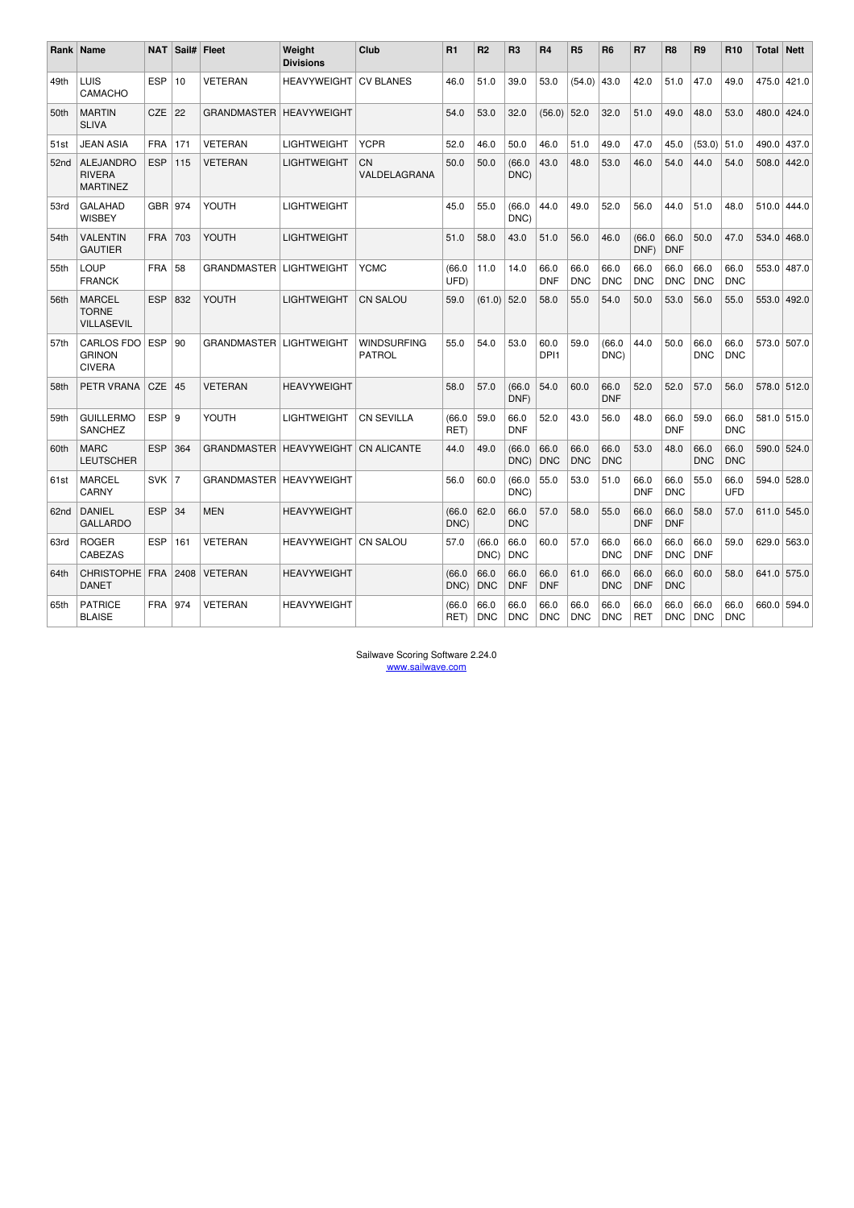| Rank | Name | NAT | Sail# | Fleet | Weight Divisions | Club | R1 | R2 | R3 | R4 | R5 | R6 | R7 | R8 | R9 | R10 | Total | Nett |
|---|---|---|---|---|---|---|---|---|---|---|---|---|---|---|---|---|---|---|
| 49th | LUIS CAMACHO | ESP | 10 | VETERAN | HEAVYWEIGHT | CV BLANES | 46.0 | 51.0 | 39.0 | 53.0 | (54.0) | 43.0 | 42.0 | 51.0 | 47.0 | 49.0 | 475.0 | 421.0 |
| 50th | MARTIN SLIVA | CZE | 22 | GRANDMASTER | HEAVYWEIGHT | | 54.0 | 53.0 | 32.0 | (56.0) | 52.0 | 32.0 | 51.0 | 49.0 | 48.0 | 53.0 | 480.0 | 424.0 |
| 51st | JEAN ASIA | FRA | 171 | VETERAN | LIGHTWEIGHT | YCPR | 52.0 | 46.0 | 50.0 | 46.0 | 51.0 | 49.0 | 47.0 | 45.0 | (53.0) | 51.0 | 490.0 | 437.0 |
| 52nd | ALEJANDRO RIVERA MARTINEZ | ESP | 115 | VETERAN | LIGHTWEIGHT | CN VALDELAGRANA | 50.0 | 50.0 | (66.0 DNC) | 43.0 | 48.0 | 53.0 | 46.0 | 54.0 | 44.0 | 54.0 | 508.0 | 442.0 |
| 53rd | GALAHAD WISBEY | GBR | 974 | YOUTH | LIGHTWEIGHT | | 45.0 | 55.0 | (66.0 DNC) | 44.0 | 49.0 | 52.0 | 56.0 | 44.0 | 51.0 | 48.0 | 510.0 | 444.0 |
| 54th | VALENTIN GAUTIER | FRA | 703 | YOUTH | LIGHTWEIGHT | | 51.0 | 58.0 | 43.0 | 51.0 | 56.0 | 46.0 | (66.0 DNF) | 66.0 DNF | 50.0 | 47.0 | 534.0 | 468.0 |
| 55th | LOUP FRANCK | FRA | 58 | GRANDMASTER | LIGHTWEIGHT | YCMC | (66.0 UFD) | 11.0 | 14.0 | 66.0 DNF | 66.0 DNC | 66.0 DNC | 66.0 DNC | 66.0 DNC | 66.0 DNC | 66.0 DNC | 553.0 | 487.0 |
| 56th | MARCEL TORNE VILLASEVIL | ESP | 832 | YOUTH | LIGHTWEIGHT | CN SALOU | 59.0 | (61.0) | 52.0 | 58.0 | 55.0 | 54.0 | 50.0 | 53.0 | 56.0 | 55.0 | 553.0 | 492.0 |
| 57th | CARLOS FDO GRINON CIVERA | ESP | 90 | GRANDMASTER | LIGHTWEIGHT | WINDSURFING PATROL | 55.0 | 54.0 | 53.0 | 60.0 DPI1 | 59.0 | (66.0 DNC) | 44.0 | 50.0 | 66.0 DNC | 66.0 DNC | 573.0 | 507.0 |
| 58th | PETR VRANA | CZE | 45 | VETERAN | HEAVYWEIGHT | | 58.0 | 57.0 | (66.0 DNF) | 54.0 | 60.0 | 66.0 DNF | 52.0 | 52.0 | 57.0 | 56.0 | 578.0 | 512.0 |
| 59th | GUILLERMO SANCHEZ | ESP | 9 | YOUTH | LIGHTWEIGHT | CN SEVILLA | (66.0 RET) | 59.0 | 66.0 DNF | 52.0 | 43.0 | 56.0 | 48.0 | 66.0 DNF | 59.0 | 66.0 DNC | 581.0 | 515.0 |
| 60th | MARC LEUTSCHER | ESP | 364 | GRANDMASTER | HEAVYWEIGHT | CN ALICANTE | 44.0 | 49.0 | (66.0 DNC) | 66.0 DNC | 66.0 DNC | 66.0 DNC | 53.0 | 48.0 | 66.0 DNC | 66.0 DNC | 590.0 | 524.0 |
| 61st | MARCEL CARNY | SVK | 7 | GRANDMASTER | HEAVYWEIGHT | | 56.0 | 60.0 | (66.0 DNC) | 55.0 | 53.0 | 51.0 | 66.0 DNF | 66.0 DNC | 55.0 | 66.0 UFD | 594.0 | 528.0 |
| 62nd | DANIEL GALLARDO | ESP | 34 | MEN | HEAVYWEIGHT | | (66.0 DNC) | 62.0 | 66.0 DNC | 57.0 | 58.0 | 55.0 | 66.0 DNF | 66.0 DNF | 58.0 | 57.0 | 611.0 | 545.0 |
| 63rd | ROGER CABEZAS | ESP | 161 | VETERAN | HEAVYWEIGHT | CN SALOU | 57.0 | (66.0 DNC) | 66.0 DNC | 60.0 | 57.0 | 66.0 DNC | 66.0 DNF | 66.0 DNC | 66.0 DNF | 59.0 | 629.0 | 563.0 |
| 64th | CHRISTOPHE DANET | FRA | 2408 | VETERAN | HEAVYWEIGHT | | (66.0 DNC) | 66.0 DNC | 66.0 DNF | 66.0 DNF | 61.0 | 66.0 DNC | 66.0 DNF | 66.0 DNC | 60.0 | 58.0 | 641.0 | 575.0 |
| 65th | PATRICE BLAISE | FRA | 974 | VETERAN | HEAVYWEIGHT | | (66.0 RET) | 66.0 DNC | 66.0 DNC | 66.0 DNC | 66.0 DNC | 66.0 DNC | 66.0 RET | 66.0 DNC | 66.0 DNC | 66.0 DNC | 660.0 | 594.0 |

Sailwave Scoring Software 2.24.0
www.sailwave.com